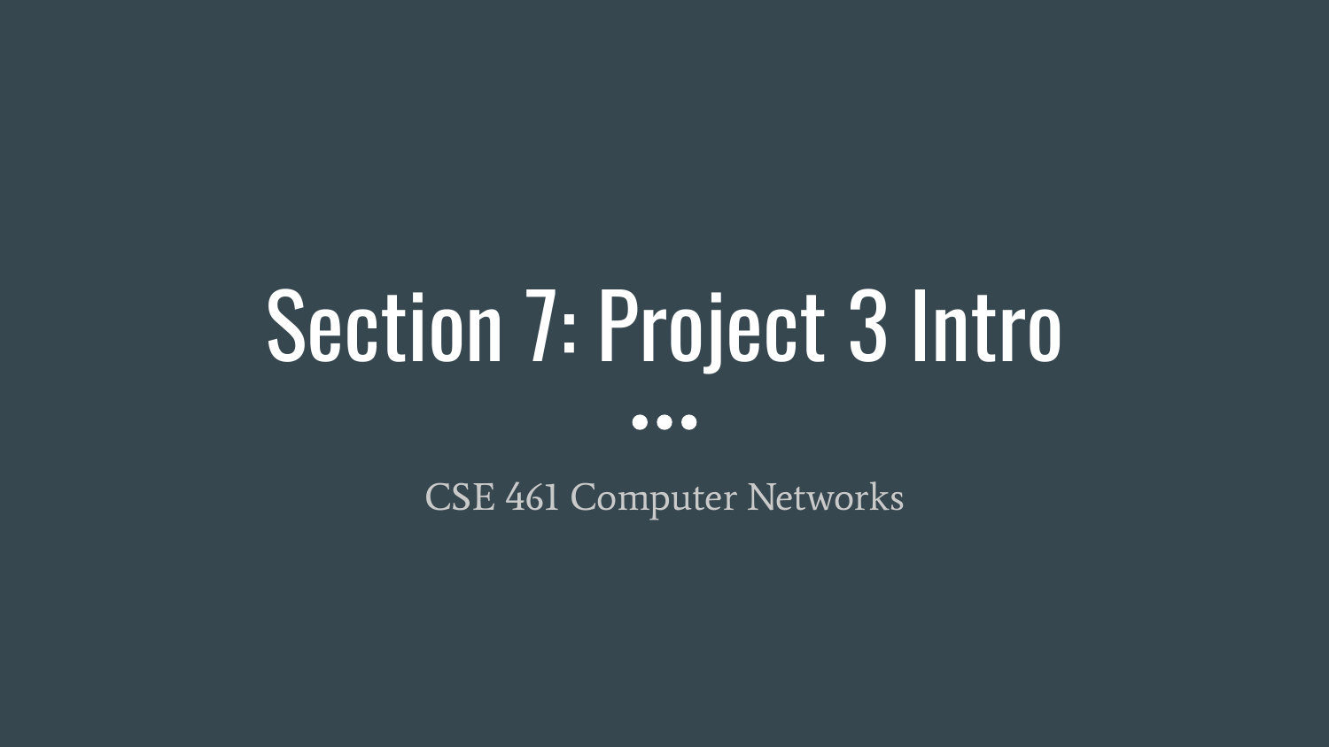# Section 7: Project 3 Intro

CSE 461 Computer Networks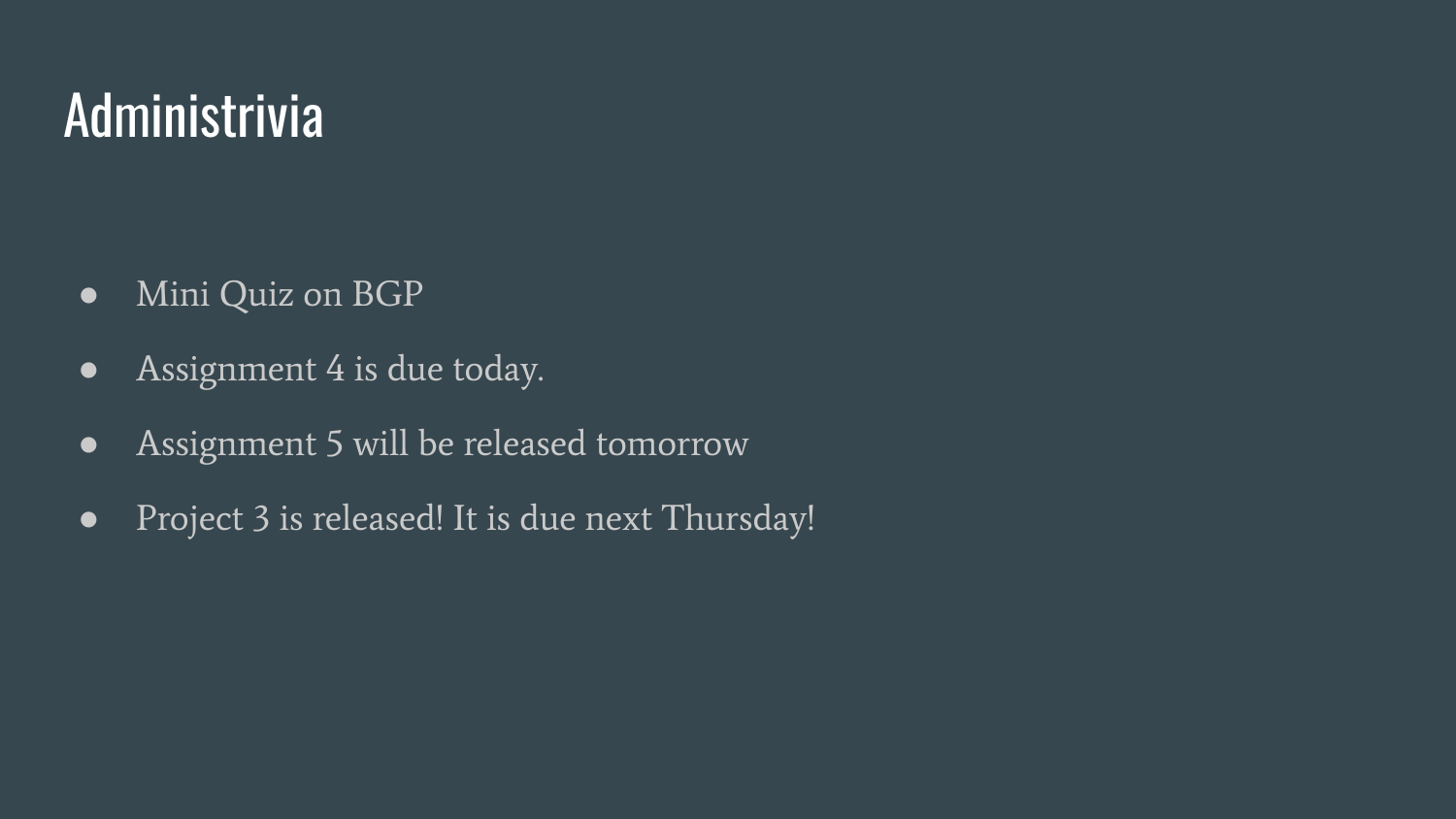# Administrivia

- Mini Quiz on BGP
- Assignment 4 is due today.
- Assignment 5 will be released tomorrow
- Project 3 is released! It is due next Thursday!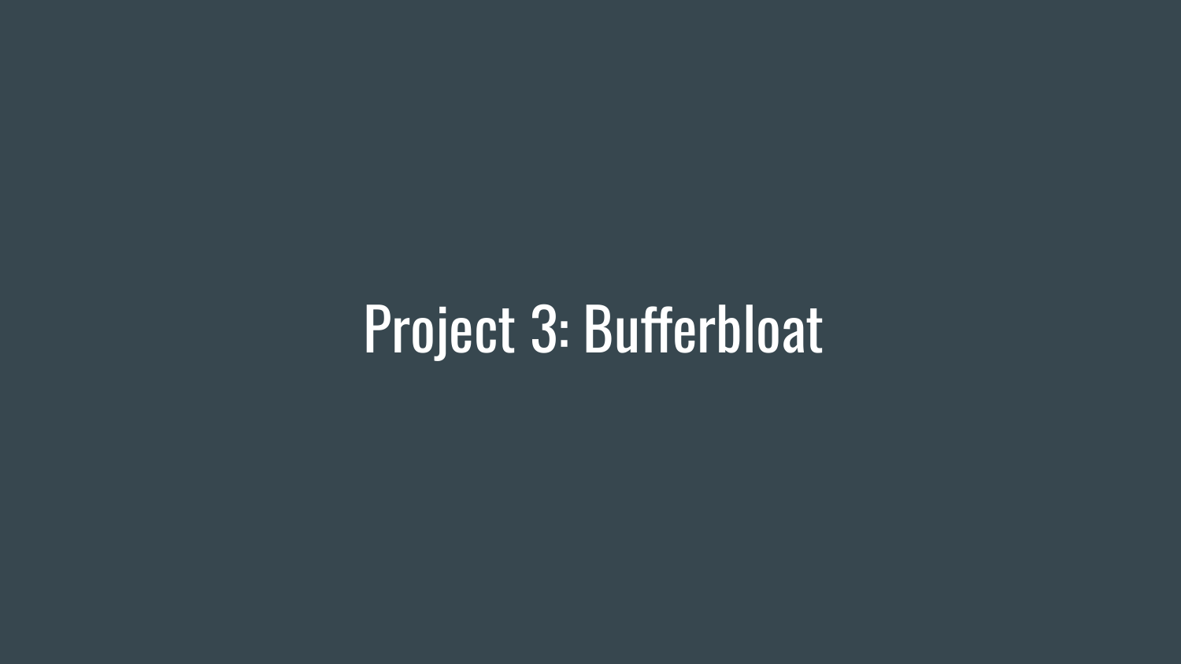# Project 3: Bufferbloat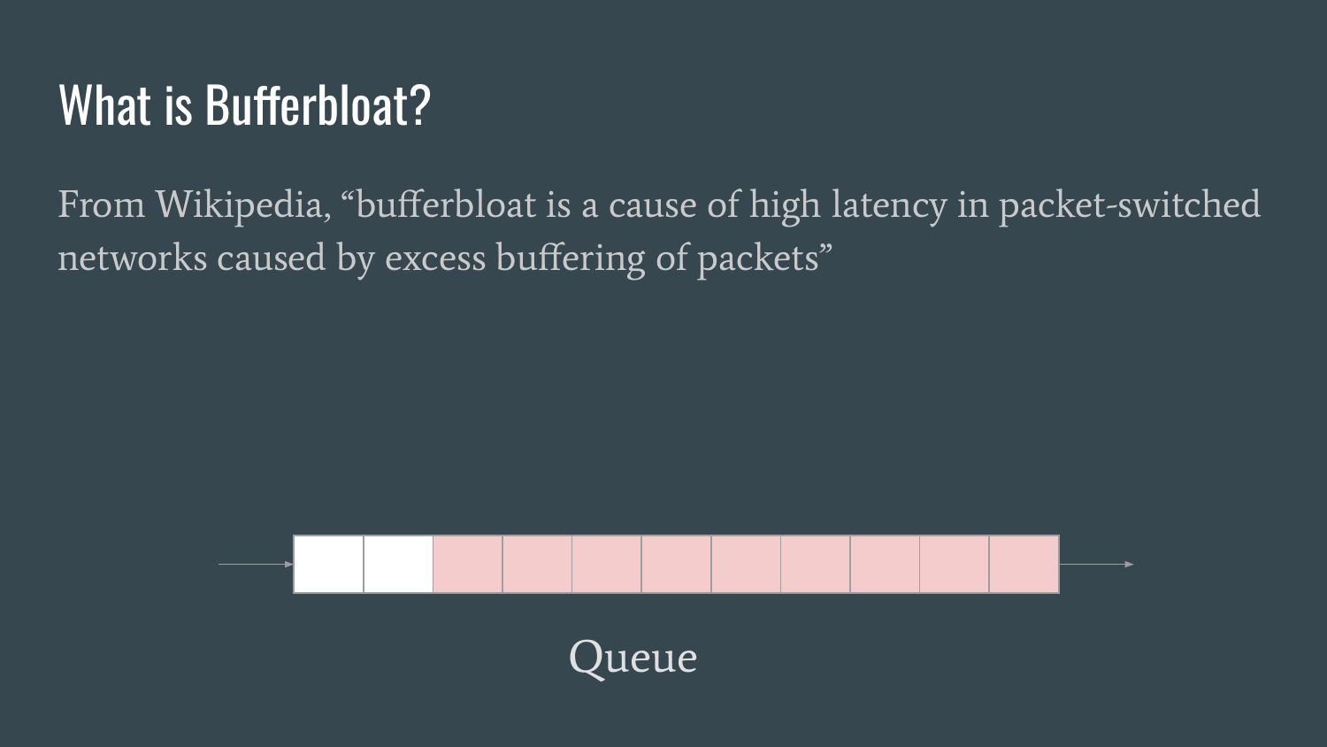# What is Bufferbloat?

From Wikipedia, “bufferbloat is a cause of high latency in packet-switched networks caused by excess buffering of packets”

Queue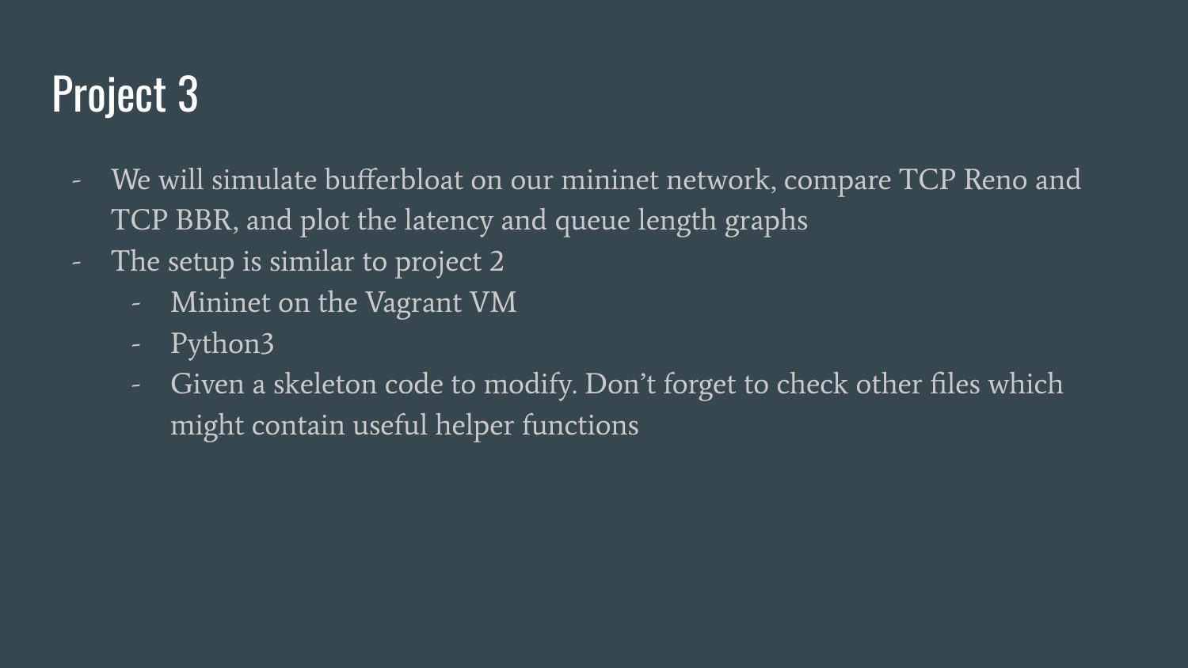# Project 3

- We will simulate bufferbloat on our mininet network, compare TCP Reno and TCP BBR, and plot the latency and queue length graphs
- The setup is similar to project 2
    - Mininet on the Vagrant VM
    - Python3
    - Given a skeleton code to modify. Don't forget to check other files which might contain useful helper functions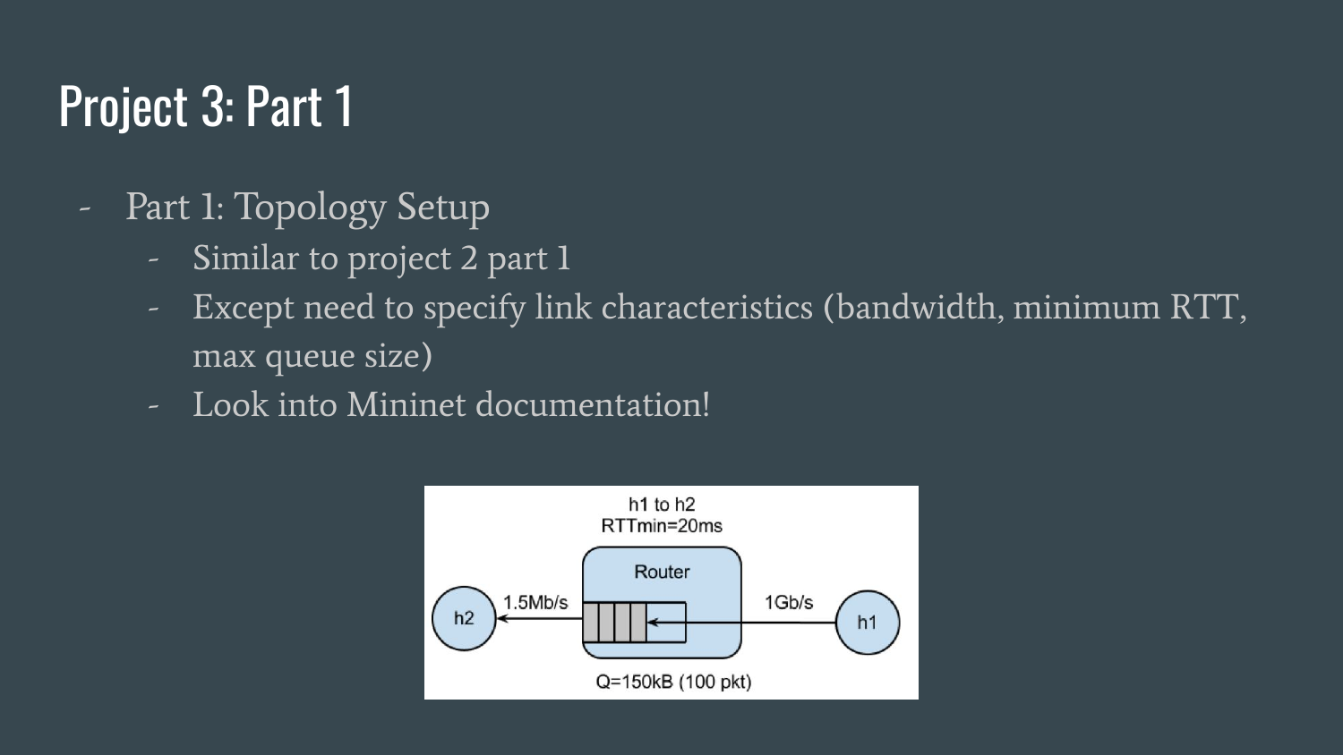# Project 3: Part 1

- Part 1: Topology Setup
  - Similar to project 2 part 1
  - Except need to specify link characteristics (bandwidth, minimum RTT, max queue size)
  - Look into Mininet documentation!

h1 to h2
RTTmin=20ms

Router

h2 — 1.5Mb/s — Router — 1Gb/s — h1

Q=150kB (100 pkt)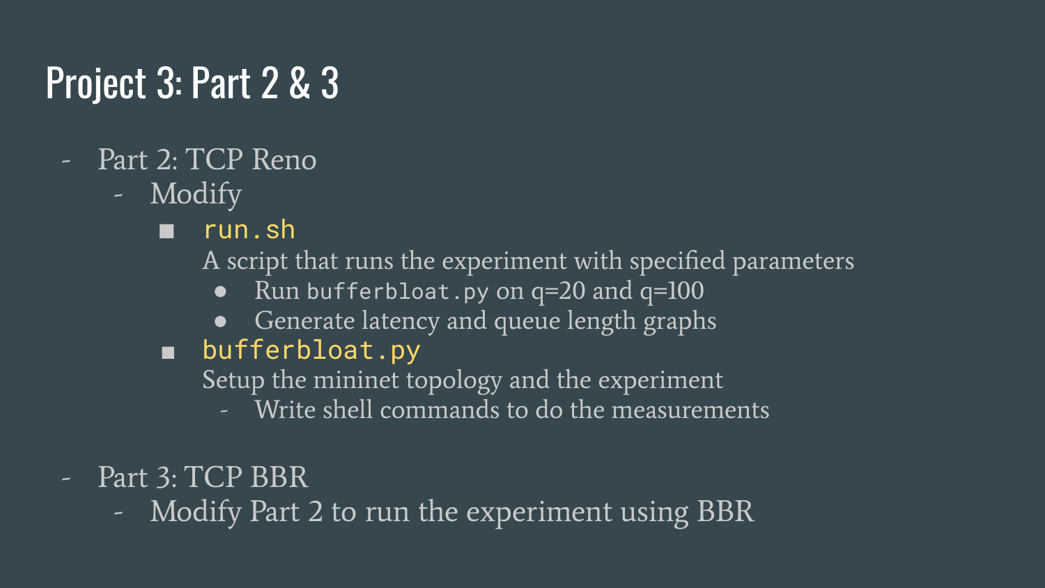# Project 3: Part 2 & 3

- Part 2: TCP Reno
  - Modify
    - `run.sh`

      A script that runs the experiment with specified parameters
      - Run `bufferbloat.py` on q=20 and q=100
      - Generate latency and queue length graphs
    - `bufferbloat.py`

      Setup the mininet topology and the experiment
      - Write shell commands to do the measurements
- Part 3: TCP BBR
  - Modify Part 2 to run the experiment using BBR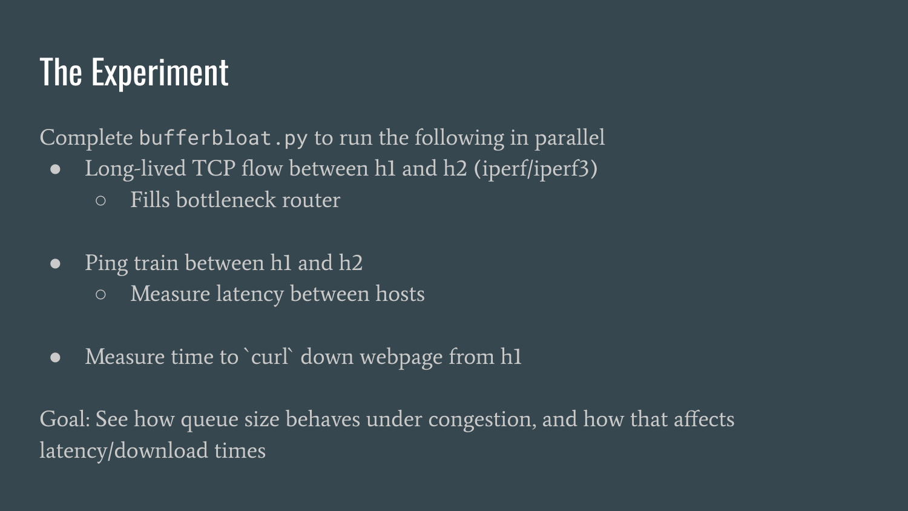# The Experiment

Complete `bufferbloat.py` to run the following in parallel

- Long-lived TCP flow between h1 and h2 (iperf/iperf3)
  - Fills bottleneck router
- Ping train between h1 and h2
  - Measure latency between hosts
- Measure time to `curl` down webpage from h1

Goal: See how queue size behaves under congestion, and how that affects latency/download times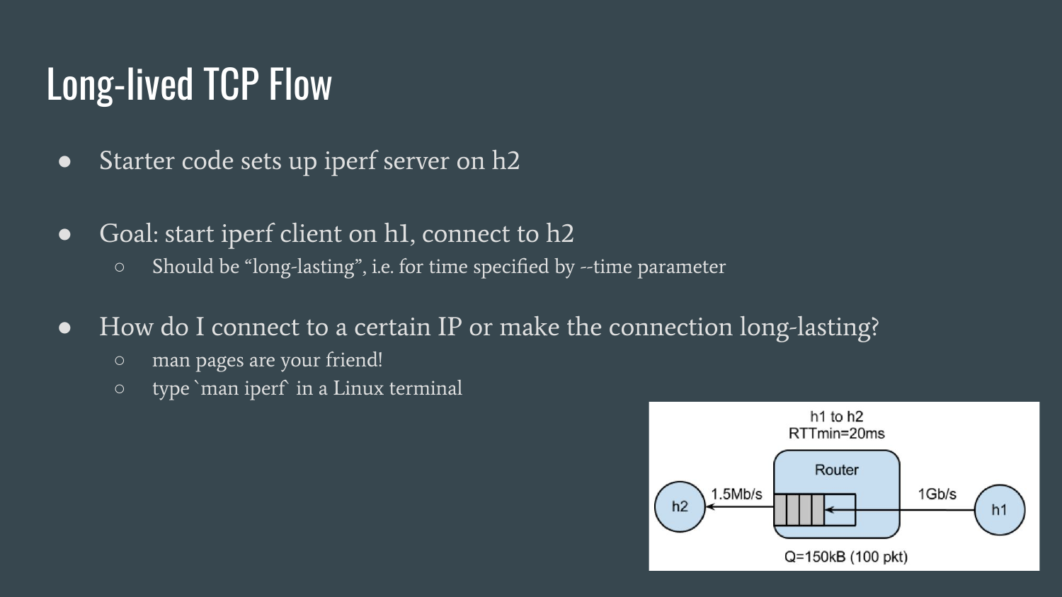# Long-lived TCP Flow

- Starter code sets up iperf server on h2
- Goal: start iperf client on h1, connect to h2
  - Should be "long-lasting", i.e. for time specified by --time parameter
- How do I connect to a certain IP or make the connection long-lasting?
  - man pages are your friend!
  - type `man iperf` in a Linux terminal

h1 to h2
RTTmin=20ms

Router

h2 — 1.5Mb/s — Router — 1Gb/s — h1

Q=150kB (100 pkt)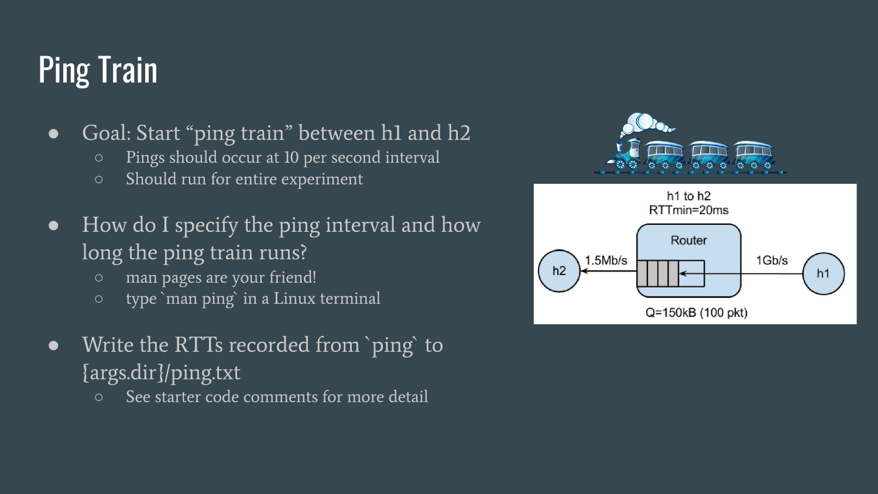# Ping Train

- Goal: Start "ping train" between h1 and h2
  - Pings should occur at 10 per second interval
  - Should run for entire experiment
- How do I specify the ping interval and how long the ping train runs?
  - man pages are your friend!
  - type `man ping` in a Linux terminal
- Write the RTTs recorded from `ping` to {args.dir}/ping.txt
  - See starter code comments for more detail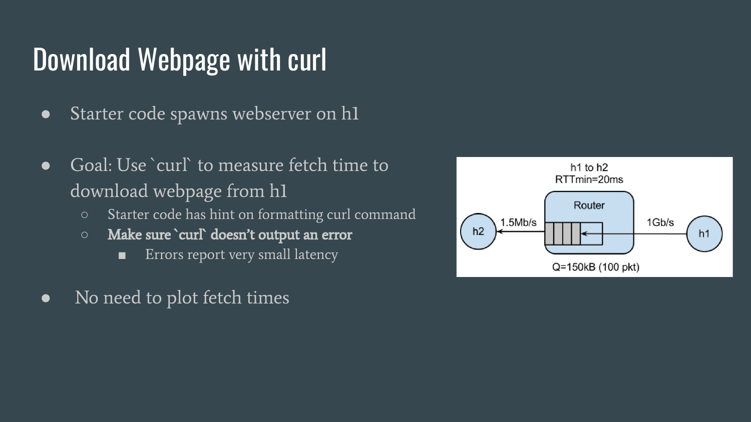# Download Webpage with curl

- Starter code spawns webserver on h1
- Goal: Use `curl` to measure fetch time to download webpage from h1
  - Starter code has hint on formatting curl command
  - **Make sure `curl` doesn't output an error**
    - Errors report very small latency
- No need to plot fetch times

h1 to h2
RTTmin=20ms

h2 — 1.5Mb/s — Router — 1Gb/s — h1

Q=150kB (100 pkt)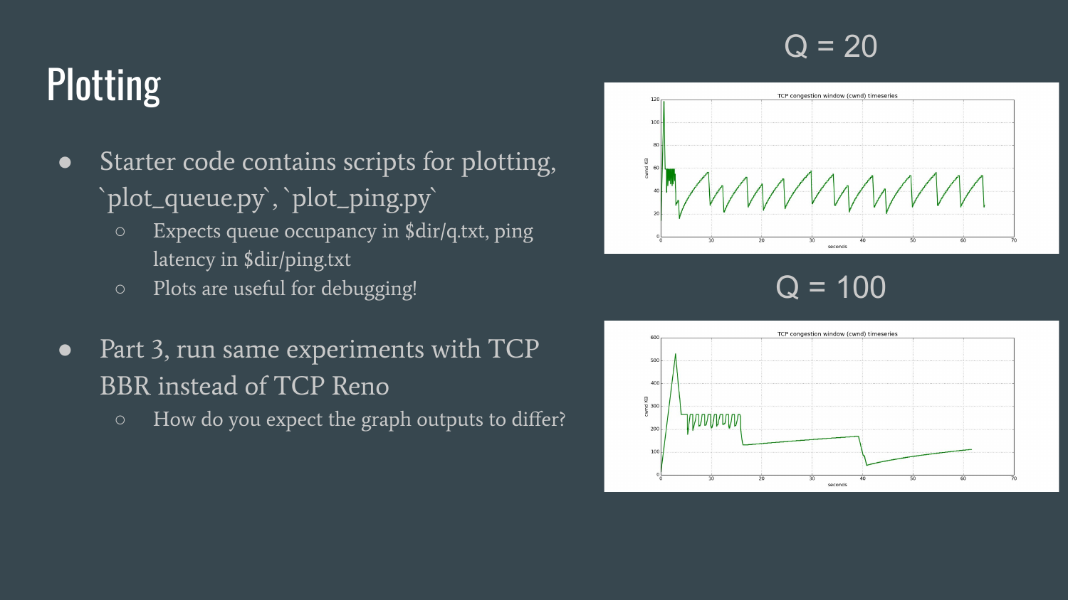# Plotting

- Starter code contains scripts for plotting, `plot_queue.py`, `plot_ping.py`
  - Expects queue occupancy in $dir/q.txt, ping latency in $dir/ping.txt
  - Plots are useful for debugging!
- Part 3, run same experiments with TCP BBR instead of TCP Reno
  - How do you expect the graph outputs to differ?

Q = 20

Q = 100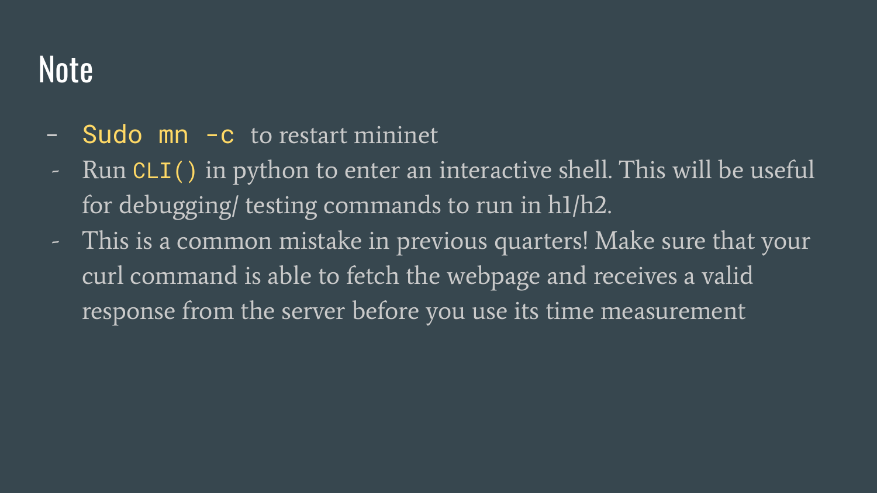# Note

- `Sudo mn -c` to restart mininet
- Run `CLI()` in python to enter an interactive shell. This will be useful for debugging/ testing commands to run in h1/h2.
- This is a common mistake in previous quarters! Make sure that your curl command is able to fetch the webpage and receives a valid response from the server before you use its time measurement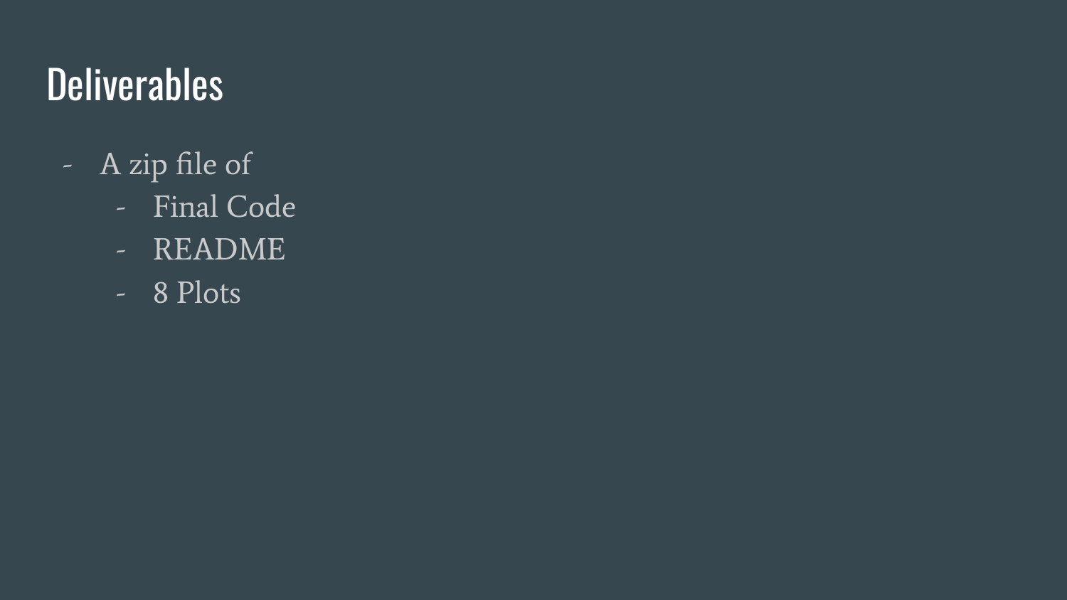# Deliverables

- A zip file of
  - Final Code
  - README
  - 8 Plots